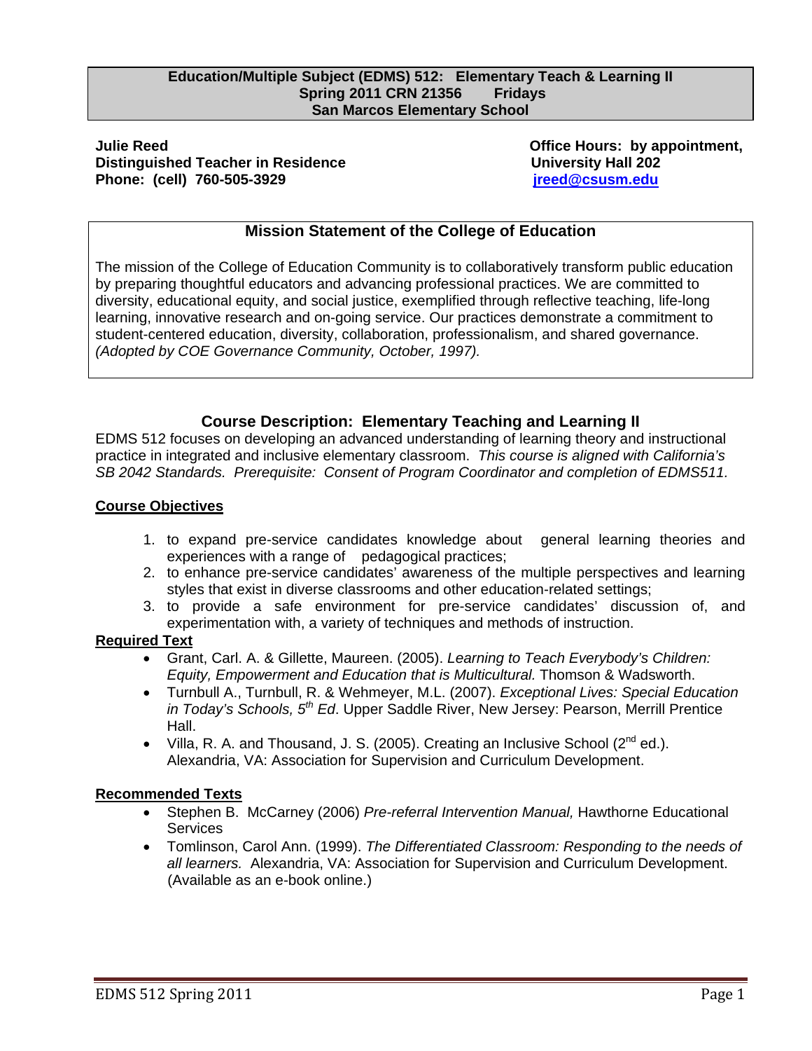**Education/Multiple Subject (EDMS) 512: Elementary Teach & Learning II**
**Spring 2011 CRN 21356 Fridays**
**San Marcos Elementary School**

**Julie Reed**
**Distinguished Teacher in Residence**
**Phone: (cell) 760-505-3929**

**Office Hours: by appointment,**
**University Hall 202**
**jreed@csusm.edu**

## Mission Statement of the College of Education

The mission of the College of Education Community is to collaboratively transform public education by preparing thoughtful educators and advancing professional practices. We are committed to diversity, educational equity, and social justice, exemplified through reflective teaching, life-long learning, innovative research and on-going service. Our practices demonstrate a commitment to student-centered education, diversity, collaboration, professionalism, and shared governance. *(Adopted by COE Governance Community, October, 1997).*

## Course Description: Elementary Teaching and Learning II

EDMS 512 focuses on developing an advanced understanding of learning theory and instructional practice in integrated and inclusive elementary classroom. *This course is aligned with California's SB 2042 Standards. Prerequisite: Consent of Program Coordinator and completion of EDMS511.*

### Course Objectives

1. to expand pre-service candidates knowledge about general learning theories and experiences with a range of pedagogical practices;
2. to enhance pre-service candidates' awareness of the multiple perspectives and learning styles that exist in diverse classrooms and other education-related settings;
3. to provide a safe environment for pre-service candidates' discussion of, and experimentation with, a variety of techniques and methods of instruction.

### Required Text

- Grant, Carl. A. & Gillette, Maureen. (2005). *Learning to Teach Everybody's Children: Equity, Empowerment and Education that is Multicultural.* Thomson & Wadsworth.
- Turnbull A., Turnbull, R. & Wehmeyer, M.L. (2007). *Exceptional Lives: Special Education in Today's Schools, 5th Ed*. Upper Saddle River, New Jersey: Pearson, Merrill Prentice Hall.
- Villa, R. A. and Thousand, J. S. (2005). Creating an Inclusive School (2nd ed.). Alexandria, VA: Association for Supervision and Curriculum Development.

### Recommended Texts

- Stephen B. McCarney (2006) *Pre-referral Intervention Manual,* Hawthorne Educational Services
- Tomlinson, Carol Ann. (1999). *The Differentiated Classroom: Responding to the needs of all learners.* Alexandria, VA: Association for Supervision and Curriculum Development. (Available as an e-book online.)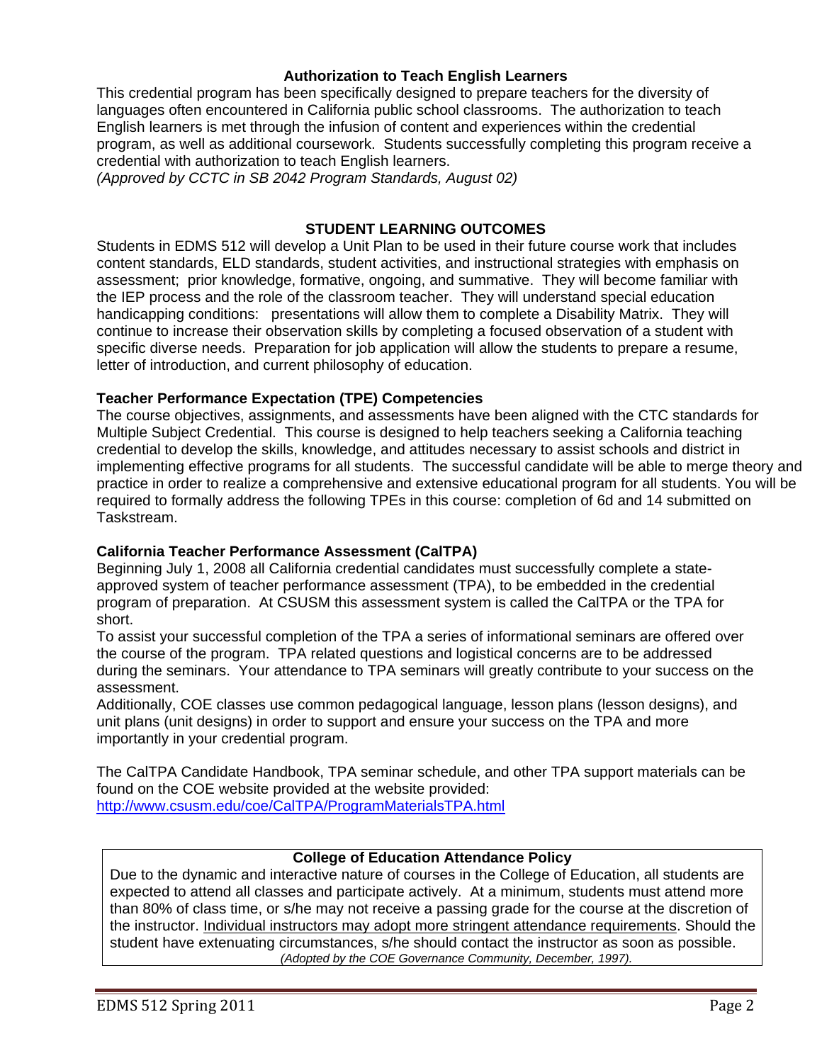### Authorization to Teach English Learners

This credential program has been specifically designed to prepare teachers for the diversity of languages often encountered in California public school classrooms. The authorization to teach English learners is met through the infusion of content and experiences within the credential program, as well as additional coursework. Students successfully completing this program receive a credential with authorization to teach English learners.
*(Approved by CCTC in SB 2042 Program Standards, August 02)*

### STUDENT LEARNING OUTCOMES

Students in EDMS 512 will develop a Unit Plan to be used in their future course work that includes content standards, ELD standards, student activities, and instructional strategies with emphasis on assessment; prior knowledge, formative, ongoing, and summative. They will become familiar with the IEP process and the role of the classroom teacher. They will understand special education handicapping conditions: presentations will allow them to complete a Disability Matrix. They will continue to increase their observation skills by completing a focused observation of a student with specific diverse needs. Preparation for job application will allow the students to prepare a resume, letter of introduction, and current philosophy of education.

**Teacher Performance Expectation (TPE) Competencies**

The course objectives, assignments, and assessments have been aligned with the CTC standards for Multiple Subject Credential. This course is designed to help teachers seeking a California teaching credential to develop the skills, knowledge, and attitudes necessary to assist schools and district in implementing effective programs for all students. The successful candidate will be able to merge theory and practice in order to realize a comprehensive and extensive educational program for all students. You will be required to formally address the following TPEs in this course: completion of 6d and 14 submitted on Taskstream.

**California Teacher Performance Assessment (CalTPA)**

Beginning July 1, 2008 all California credential candidates must successfully complete a state-approved system of teacher performance assessment (TPA), to be embedded in the credential program of preparation. At CSUSM this assessment system is called the CalTPA or the TPA for short.

To assist your successful completion of the TPA a series of informational seminars are offered over the course of the program. TPA related questions and logistical concerns are to be addressed during the seminars. Your attendance to TPA seminars will greatly contribute to your success on the assessment.

Additionally, COE classes use common pedagogical language, lesson plans (lesson designs), and unit plans (unit designs) in order to support and ensure your success on the TPA and more importantly in your credential program.

The CalTPA Candidate Handbook, TPA seminar schedule, and other TPA support materials can be found on the COE website provided at the website provided:
http://www.csusm.edu/coe/CalTPA/ProgramMaterialsTPA.html

**College of Education Attendance Policy**

Due to the dynamic and interactive nature of courses in the College of Education, all students are expected to attend all classes and participate actively. At a minimum, students must attend more than 80% of class time, or s/he may not receive a passing grade for the course at the discretion of the instructor. Individual instructors may adopt more stringent attendance requirements. Should the student have extenuating circumstances, s/he should contact the instructor as soon as possible.
*(Adopted by the COE Governance Community, December, 1997).*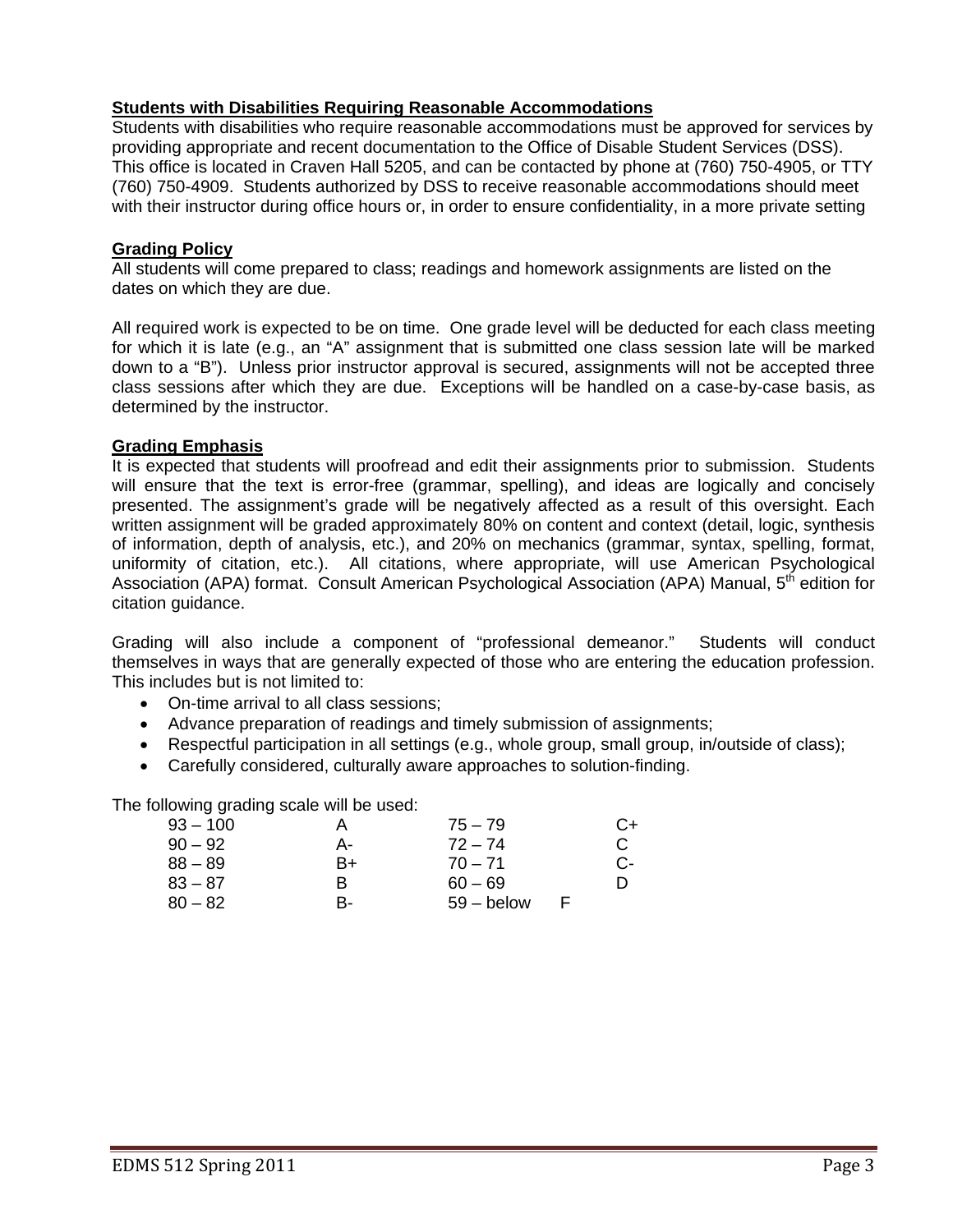**Students with Disabilities Requiring Reasonable Accommodations**

Students with disabilities who require reasonable accommodations must be approved for services by providing appropriate and recent documentation to the Office of Disable Student Services (DSS). This office is located in Craven Hall 5205, and can be contacted by phone at (760) 750-4905, or TTY (760) 750-4909. Students authorized by DSS to receive reasonable accommodations should meet with their instructor during office hours or, in order to ensure confidentiality, in a more private setting

**Grading Policy**

All students will come prepared to class; readings and homework assignments are listed on the dates on which they are due.

All required work is expected to be on time. One grade level will be deducted for each class meeting for which it is late (e.g., an "A" assignment that is submitted one class session late will be marked down to a "B"). Unless prior instructor approval is secured, assignments will not be accepted three class sessions after which they are due. Exceptions will be handled on a case-by-case basis, as determined by the instructor.

**Grading Emphasis**

It is expected that students will proofread and edit their assignments prior to submission. Students will ensure that the text is error-free (grammar, spelling), and ideas are logically and concisely presented. The assignment's grade will be negatively affected as a result of this oversight. Each written assignment will be graded approximately 80% on content and context (detail, logic, synthesis of information, depth of analysis, etc.), and 20% on mechanics (grammar, syntax, spelling, format, uniformity of citation, etc.). All citations, where appropriate, will use American Psychological Association (APA) format. Consult American Psychological Association (APA) Manual, 5th edition for citation guidance.

Grading will also include a component of "professional demeanor." Students will conduct themselves in ways that are generally expected of those who are entering the education profession. This includes but is not limited to:

- On-time arrival to all class sessions;
- Advance preparation of readings and timely submission of assignments;
- Respectful participation in all settings (e.g., whole group, small group, in/outside of class);
- Carefully considered, culturally aware approaches to solution-finding.

The following grading scale will be used:

| | | | |
|---|---|---|---|
| 93 – 100 | A | 75 – 79 | C+ |
| 90 – 92 | A- | 72 – 74 | C |
| 88 – 89 | B+ | 70 – 71 | C- |
| 83 – 87 | B | 60 – 69 | D |
| 80 – 82 | B- | 59 – below | F |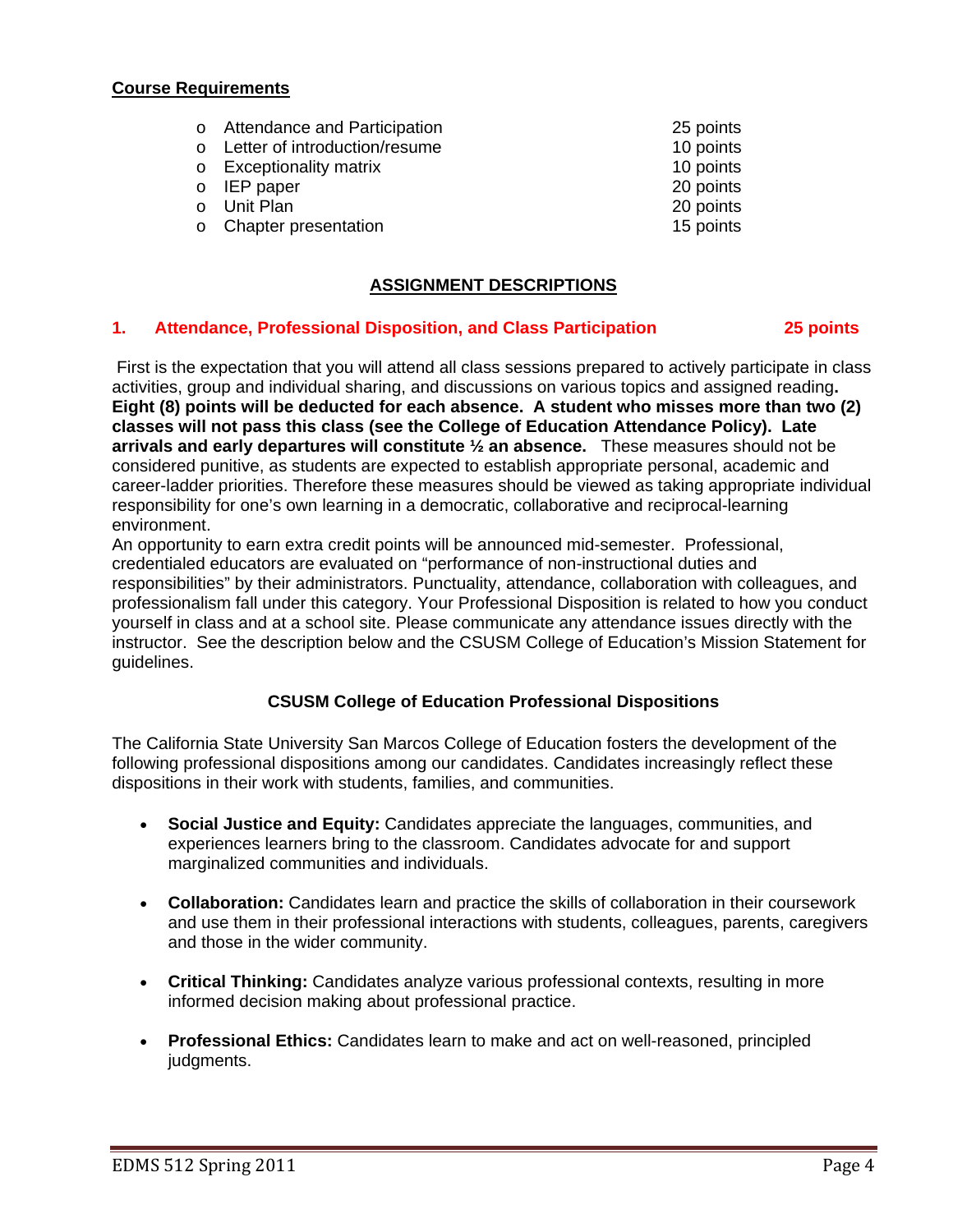## Course Requirements

- Attendance and Participation 25 points
- Letter of introduction/resume 10 points
- Exceptionality matrix 10 points
- IEP paper 20 points
- Unit Plan 20 points
- Chapter presentation 15 points

## ASSIGNMENT DESCRIPTIONS

### 1. Attendance, Professional Disposition, and Class Participation 25 points

First is the expectation that you will attend all class sessions prepared to actively participate in class activities, group and individual sharing, and discussions on various topics and assigned reading**. Eight (8) points will be deducted for each absence. A student who misses more than two (2) classes will not pass this class (see the College of Education Attendance Policy). Late arrivals and early departures will constitute ½ an absence.** These measures should not be considered punitive, as students are expected to establish appropriate personal, academic and career-ladder priorities. Therefore these measures should be viewed as taking appropriate individual responsibility for one's own learning in a democratic, collaborative and reciprocal-learning environment.

An opportunity to earn extra credit points will be announced mid-semester. Professional, credentialed educators are evaluated on "performance of non-instructional duties and responsibilities" by their administrators. Punctuality, attendance, collaboration with colleagues, and professionalism fall under this category. Your Professional Disposition is related to how you conduct yourself in class and at a school site. Please communicate any attendance issues directly with the instructor. See the description below and the CSUSM College of Education's Mission Statement for guidelines.

#### CSUSM College of Education Professional Dispositions

The California State University San Marcos College of Education fosters the development of the following professional dispositions among our candidates. Candidates increasingly reflect these dispositions in their work with students, families, and communities.

- **Social Justice and Equity:** Candidates appreciate the languages, communities, and experiences learners bring to the classroom. Candidates advocate for and support marginalized communities and individuals.
- **Collaboration:** Candidates learn and practice the skills of collaboration in their coursework and use them in their professional interactions with students, colleagues, parents, caregivers and those in the wider community.
- **Critical Thinking:** Candidates analyze various professional contexts, resulting in more informed decision making about professional practice.
- **Professional Ethics:** Candidates learn to make and act on well-reasoned, principled judgments.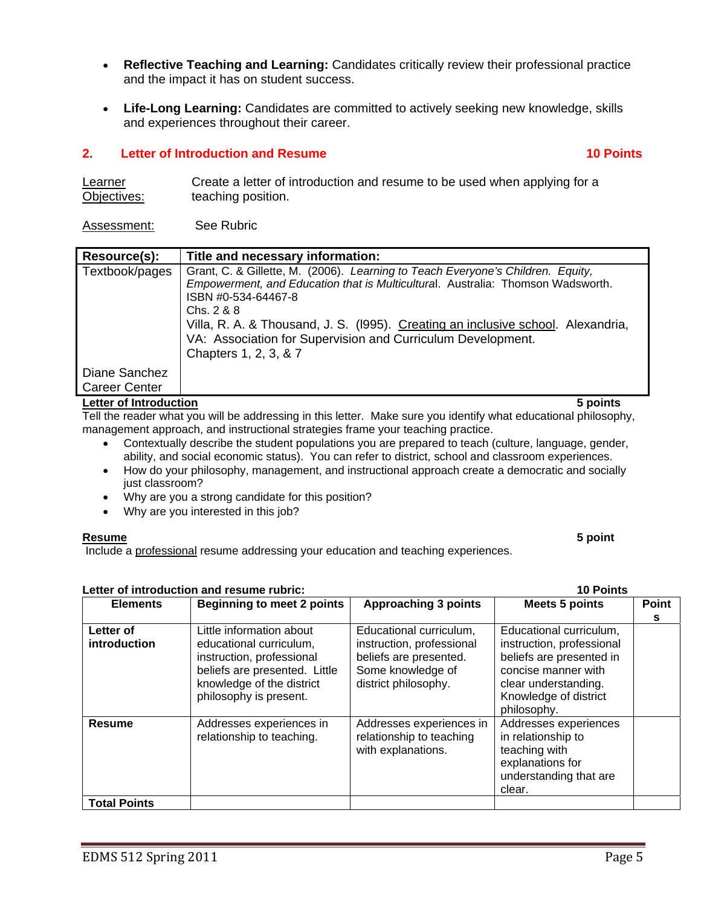- **Reflective Teaching and Learning:** Candidates critically review their professional practice and the impact it has on student success.

- **Life-Long Learning:** Candidates are committed to actively seeking new knowledge, skills and experiences throughout their career.

## 2. Letter of Introduction and Resume — 10 Points

Learner Objectives: Create a letter of introduction and resume to be used when applying for a teaching position.

Assessment: See Rubric

| Resource(s): | Title and necessary information: |
|---|---|
| Textbook/pages | Grant, C. & Gillette, M. (2006). *Learning to Teach Everyone's Children. Equity, Empowerment, and Education that is Multicultural*. Australia: Thomson Wadsworth. ISBN #0-534-64467-8<br>Chs. 2 & 8<br>Villa, R. A. & Thousand, J. S. (l995). Creating an inclusive school. Alexandria, VA: Association for Supervision and Curriculum Development.<br>Chapters 1, 2, 3, & 7 |
| Diane Sanchez Career Center | |

**Letter of Introduction** — **5 points**

Tell the reader what you will be addressing in this letter. Make sure you identify what educational philosophy, management approach, and instructional strategies frame your teaching practice.

- Contextually describe the student populations you are prepared to teach (culture, language, gender, ability, and social economic status). You can refer to district, school and classroom experiences.
- How do your philosophy, management, and instructional approach create a democratic and socially just classroom?
- Why are you a strong candidate for this position?
- Why are you interested in this job?

**Resume** — **5 point**

Include a professional resume addressing your education and teaching experiences.

**Letter of introduction and resume rubric:** — **10 Points**

| Elements | Beginning to meet 2 points | Approaching 3 points | Meets 5 points | Points |
|---|---|---|---|---|
| **Letter of introduction** | Little information about educational curriculum, instruction, professional beliefs are presented. Little knowledge of the district philosophy is present. | Educational curriculum, instruction, professional beliefs are presented. Some knowledge of district philosophy. | Educational curriculum, instruction, professional beliefs are presented in concise manner with clear understanding. Knowledge of district philosophy. | |
| **Resume** | Addresses experiences in relationship to teaching. | Addresses experiences in relationship to teaching with explanations. | Addresses experiences in relationship to teaching with explanations for understanding that are clear. | |
| **Total Points** | | | | |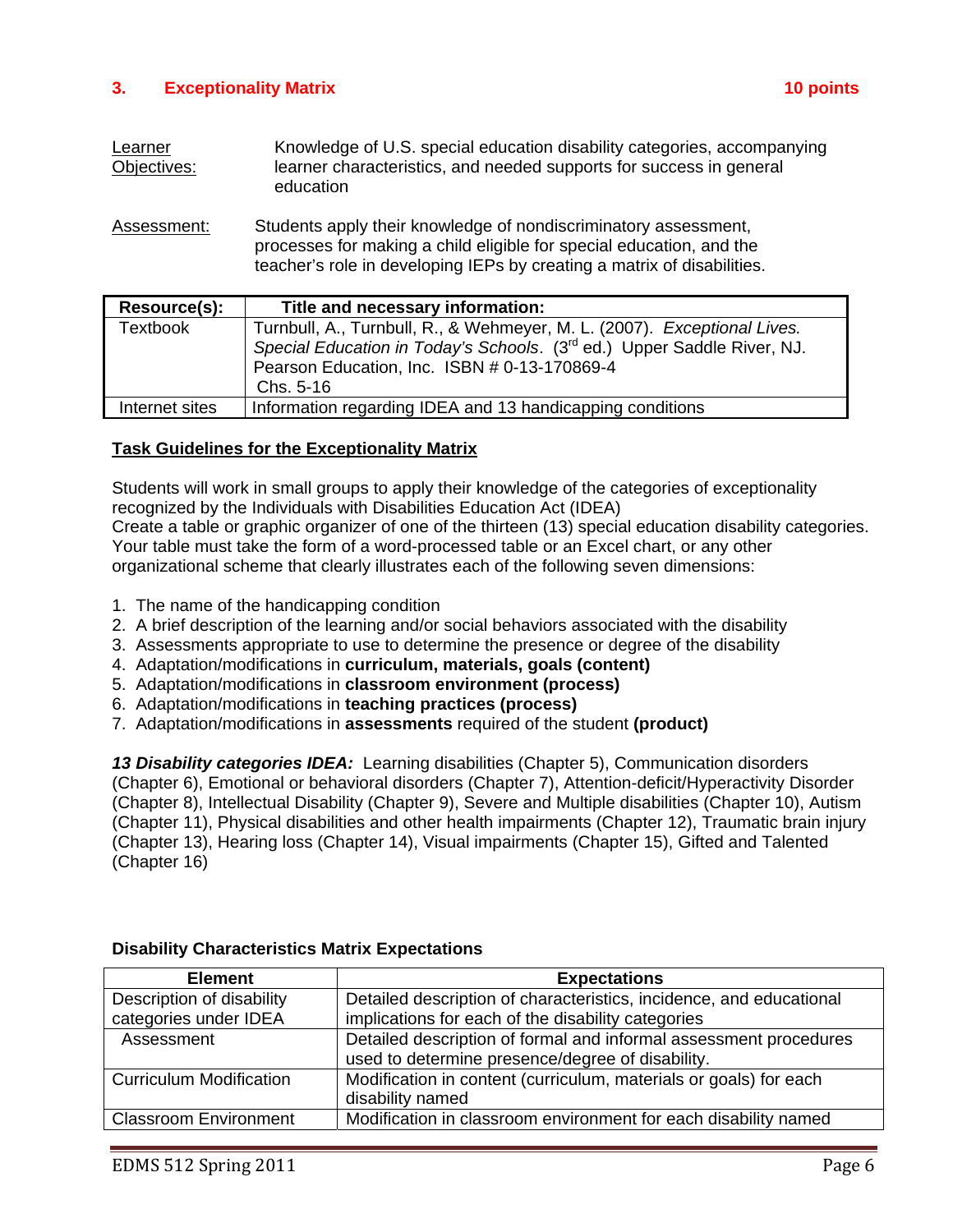### 3. Exceptionality Matrix — 10 points

Learner Objectives: Knowledge of U.S. special education disability categories, accompanying learner characteristics, and needed supports for success in general education

Assessment: Students apply their knowledge of nondiscriminatory assessment, processes for making a child eligible for special education, and the teacher's role in developing IEPs by creating a matrix of disabilities.

| Resource(s): | Title and necessary information: |
|---|---|
| Textbook | Turnbull, A., Turnbull, R., & Wehmeyer, M. L. (2007). *Exceptional Lives. Special Education in Today's Schools*. (3rd ed.) Upper Saddle River, NJ. Pearson Education, Inc. ISBN # 0-13-170869-4 Chs. 5-16 |
| Internet sites | Information regarding IDEA and 13 handicapping conditions |

**Task Guidelines for the Exceptionality Matrix**

Students will work in small groups to apply their knowledge of the categories of exceptionality recognized by the Individuals with Disabilities Education Act (IDEA)
Create a table or graphic organizer of one of the thirteen (13) special education disability categories. Your table must take the form of a word-processed table or an Excel chart, or any other organizational scheme that clearly illustrates each of the following seven dimensions:

1. The name of the handicapping condition
2. A brief description of the learning and/or social behaviors associated with the disability
3. Assessments appropriate to use to determine the presence or degree of the disability
4. Adaptation/modifications in **curriculum, materials, goals (content)**
5. Adaptation/modifications in **classroom environment (process)**
6. Adaptation/modifications in **teaching practices (process)**
7. Adaptation/modifications in **assessments** required of the student **(product)**

***13 Disability categories IDEA:*** Learning disabilities (Chapter 5), Communication disorders (Chapter 6), Emotional or behavioral disorders (Chapter 7), Attention-deficit/Hyperactivity Disorder (Chapter 8), Intellectual Disability (Chapter 9), Severe and Multiple disabilities (Chapter 10), Autism (Chapter 11), Physical disabilities and other health impairments (Chapter 12), Traumatic brain injury (Chapter 13), Hearing loss (Chapter 14), Visual impairments (Chapter 15), Gifted and Talented (Chapter 16)

**Disability Characteristics Matrix Expectations**

| Element | Expectations |
|---|---|
| Description of disability categories under IDEA | Detailed description of characteristics, incidence, and educational implications for each of the disability categories |
| Assessment | Detailed description of formal and informal assessment procedures used to determine presence/degree of disability. |
| Curriculum Modification | Modification in content (curriculum, materials or goals) for each disability named |
| Classroom Environment | Modification in classroom environment for each disability named |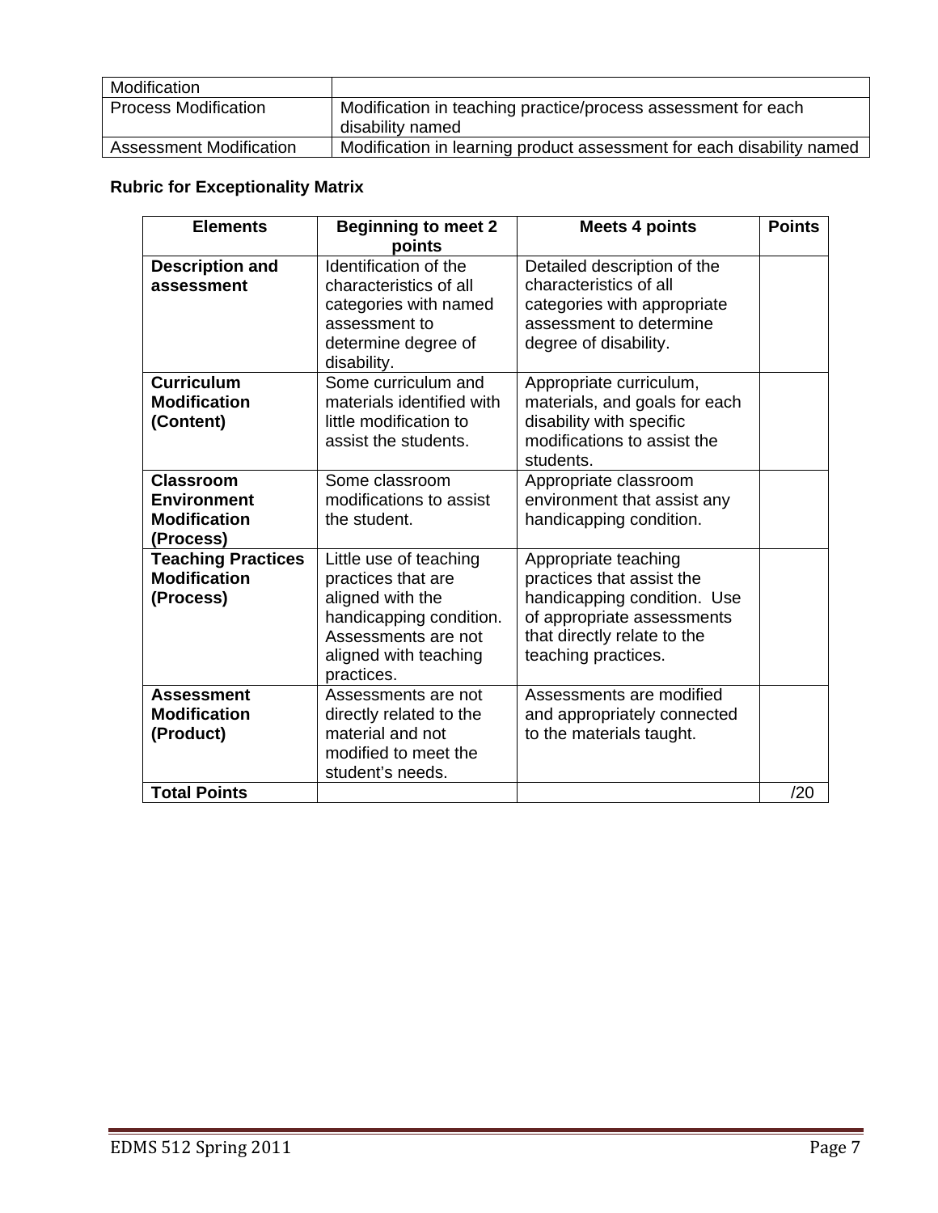| Modification | |
|---|---|
| Process Modification | Modification in teaching practice/process assessment for each disability named |
| Assessment Modification | Modification in learning product assessment for each disability named |

**Rubric for Exceptionality Matrix**

| Elements | Beginning to meet 2 points | Meets 4 points | Points |
|---|---|---|---|
| **Description and assessment** | Identification of the characteristics of all categories with named assessment to determine degree of disability. | Detailed description of the characteristics of all categories with appropriate assessment to determine degree of disability. | |
| **Curriculum Modification (Content)** | Some curriculum and materials identified with little modification to assist the students. | Appropriate curriculum, materials, and goals for each disability with specific modifications to assist the students. | |
| **Classroom Environment Modification (Process)** | Some classroom modifications to assist the student. | Appropriate classroom environment that assist any handicapping condition. | |
| **Teaching Practices Modification (Process)** | Little use of teaching practices that are aligned with the handicapping condition. Assessments are not aligned with teaching practices. | Appropriate teaching practices that assist the handicapping condition. Use of appropriate assessments that directly relate to the teaching practices. | |
| **Assessment Modification (Product)** | Assessments are not directly related to the material and not modified to meet the student's needs. | Assessments are modified and appropriately connected to the materials taught. | |
| **Total Points** | | | /20 |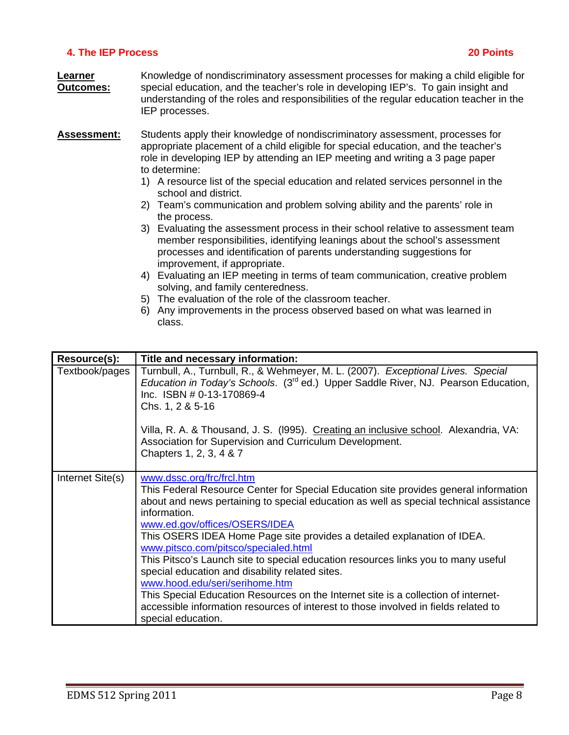## 4. The IEP Process — 20 Points

**Learner Outcomes:** Knowledge of nondiscriminatory assessment processes for making a child eligible for special education, and the teacher's role in developing IEP's. To gain insight and understanding of the roles and responsibilities of the regular education teacher in the IEP processes.

**Assessment:** Students apply their knowledge of nondiscriminatory assessment, processes for appropriate placement of a child eligible for special education, and the teacher's role in developing IEP by attending an IEP meeting and writing a 3 page paper to determine:

1) A resource list of the special education and related services personnel in the school and district.
2) Team's communication and problem solving ability and the parents' role in the process.
3) Evaluating the assessment process in their school relative to assessment team member responsibilities, identifying leanings about the school's assessment processes and identification of parents understanding suggestions for improvement, if appropriate.
4) Evaluating an IEP meeting in terms of team communication, creative problem solving, and family centeredness.
5) The evaluation of the role of the classroom teacher.
6) Any improvements in the process observed based on what was learned in class.

| Resource(s): | Title and necessary information: |
|---|---|
| Textbook/pages | Turnbull, A., Turnbull, R., & Wehmeyer, M. L. (2007). *Exceptional Lives. Special Education in Today's Schools*. (3rd ed.) Upper Saddle River, NJ. Pearson Education, Inc. ISBN # 0-13-170869-4<br>Chs. 1, 2 & 5-16<br><br>Villa, R. A. & Thousand, J. S. (l995). Creating an inclusive school. Alexandria, VA: Association for Supervision and Curriculum Development.<br>Chapters 1, 2, 3, 4 & 7 |
| Internet Site(s) | www.dssc.org/frc/frcl.htm<br>This Federal Resource Center for Special Education site provides general information about and news pertaining to special education as well as special technical assistance information.<br>www.ed.gov/offices/OSERS/IDEA<br>This OSERS IDEA Home Page site provides a detailed explanation of IDEA.<br>www.pitsco.com/pitsco/specialed.html<br>This Pitsco's Launch site to special education resources links you to many useful special education and disability related sites.<br>www.hood.edu/seri/serihome.htm<br>This Special Education Resources on the Internet site is a collection of internet-accessible information resources of interest to those involved in fields related to special education. |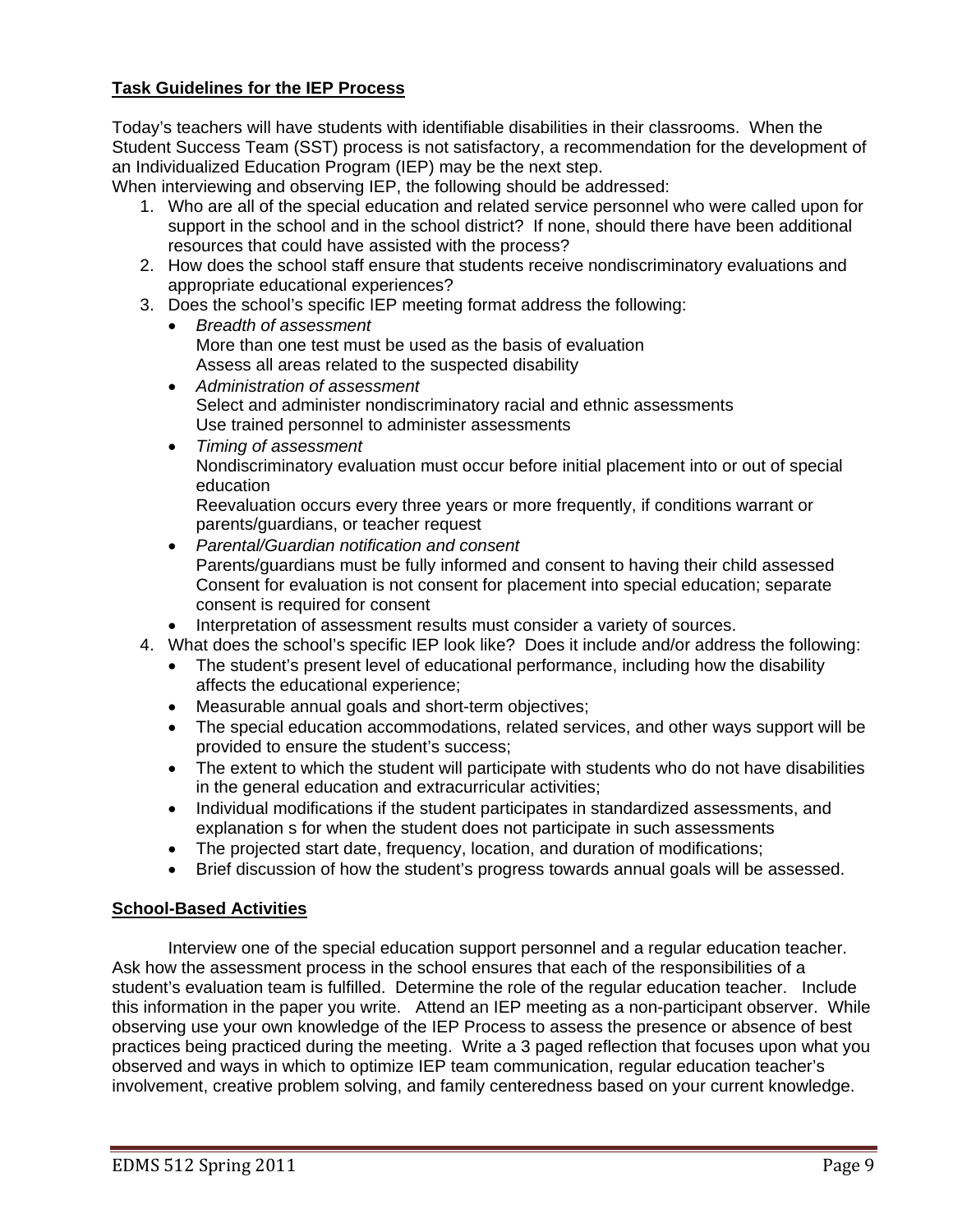**Task Guidelines for the IEP Process**

Today's teachers will have students with identifiable disabilities in their classrooms. When the Student Success Team (SST) process is not satisfactory, a recommendation for the development of an Individualized Education Program (IEP) may be the next step.
When interviewing and observing IEP, the following should be addressed:

1. Who are all of the special education and related service personnel who were called upon for support in the school and in the school district? If none, should there have been additional resources that could have assisted with the process?
2. How does the school staff ensure that students receive nondiscriminatory evaluations and appropriate educational experiences?
3. Does the school's specific IEP meeting format address the following:
   - *Breadth of assessment*
     More than one test must be used as the basis of evaluation
     Assess all areas related to the suspected disability
   - *Administration of assessment*
     Select and administer nondiscriminatory racial and ethnic assessments
     Use trained personnel to administer assessments
   - *Timing of assessment*
     Nondiscriminatory evaluation must occur before initial placement into or out of special education
     Reevaluation occurs every three years or more frequently, if conditions warrant or parents/guardians, or teacher request
   - *Parental/Guardian notification and consent*
     Parents/guardians must be fully informed and consent to having their child assessed
     Consent for evaluation is not consent for placement into special education; separate consent is required for consent
   - Interpretation of assessment results must consider a variety of sources.
4. What does the school's specific IEP look like? Does it include and/or address the following:
   - The student's present level of educational performance, including how the disability affects the educational experience;
   - Measurable annual goals and short-term objectives;
   - The special education accommodations, related services, and other ways support will be provided to ensure the student's success;
   - The extent to which the student will participate with students who do not have disabilities in the general education and extracurricular activities;
   - Individual modifications if the student participates in standardized assessments, and explanation s for when the student does not participate in such assessments
   - The projected start date, frequency, location, and duration of modifications;
   - Brief discussion of how the student's progress towards annual goals will be assessed.

**School-Based Activities**

Interview one of the special education support personnel and a regular education teacher. Ask how the assessment process in the school ensures that each of the responsibilities of a student's evaluation team is fulfilled. Determine the role of the regular education teacher. Include this information in the paper you write. Attend an IEP meeting as a non-participant observer. While observing use your own knowledge of the IEP Process to assess the presence or absence of best practices being practiced during the meeting. Write a 3 paged reflection that focuses upon what you observed and ways in which to optimize IEP team communication, regular education teacher's involvement, creative problem solving, and family centeredness based on your current knowledge.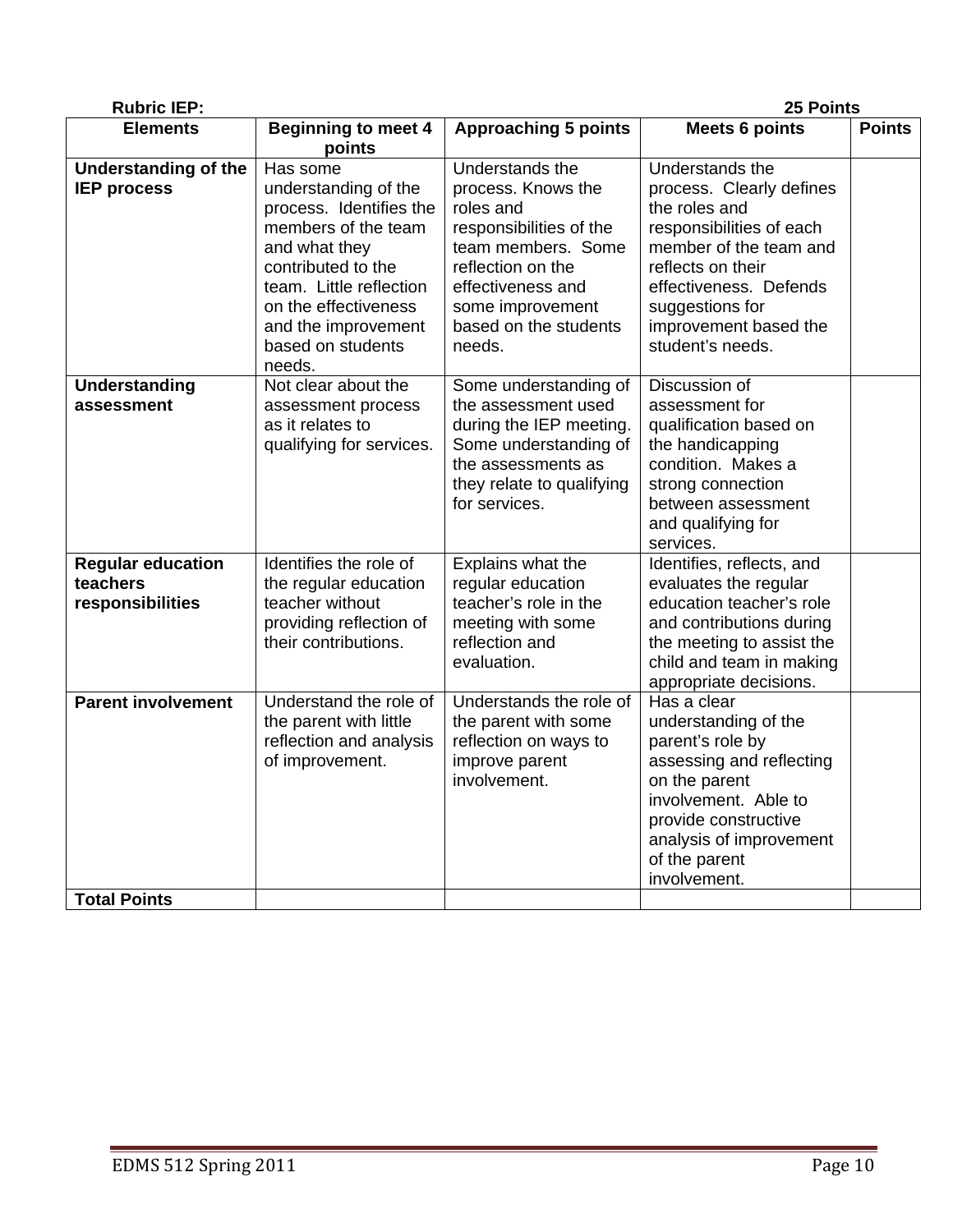**Rubric IEP: 25 Points**

| Elements | Beginning to meet 4 points | Approaching 5 points | Meets 6 points | Points |
|---|---|---|---|---|
| **Understanding of the IEP process** | Has some understanding of the process. Identifies the members of the team and what they contributed to the team. Little reflection on the effectiveness and the improvement based on students needs. | Understands the process. Knows the roles and responsibilities of the team members. Some reflection on the effectiveness and some improvement based on the students needs. | Understands the process. Clearly defines the roles and responsibilities of each member of the team and reflects on their effectiveness. Defends suggestions for improvement based the student's needs. | |
| **Understanding assessment** | Not clear about the assessment process as it relates to qualifying for services. | Some understanding of the assessment used during the IEP meeting. Some understanding of the assessments as they relate to qualifying for services. | Discussion of assessment for qualification based on the handicapping condition. Makes a strong connection between assessment and qualifying for services. | |
| **Regular education teachers responsibilities** | Identifies the role of the regular education teacher without providing reflection of their contributions. | Explains what the regular education teacher's role in the meeting with some reflection and evaluation. | Identifies, reflects, and evaluates the regular education teacher's role and contributions during the meeting to assist the child and team in making appropriate decisions. | |
| **Parent involvement** | Understand the role of the parent with little reflection and analysis of improvement. | Understands the role of the parent with some reflection on ways to improve parent involvement. | Has a clear understanding of the parent's role by assessing and reflecting on the parent involvement. Able to provide constructive analysis of improvement of the parent involvement. | |
| **Total Points** | | | | |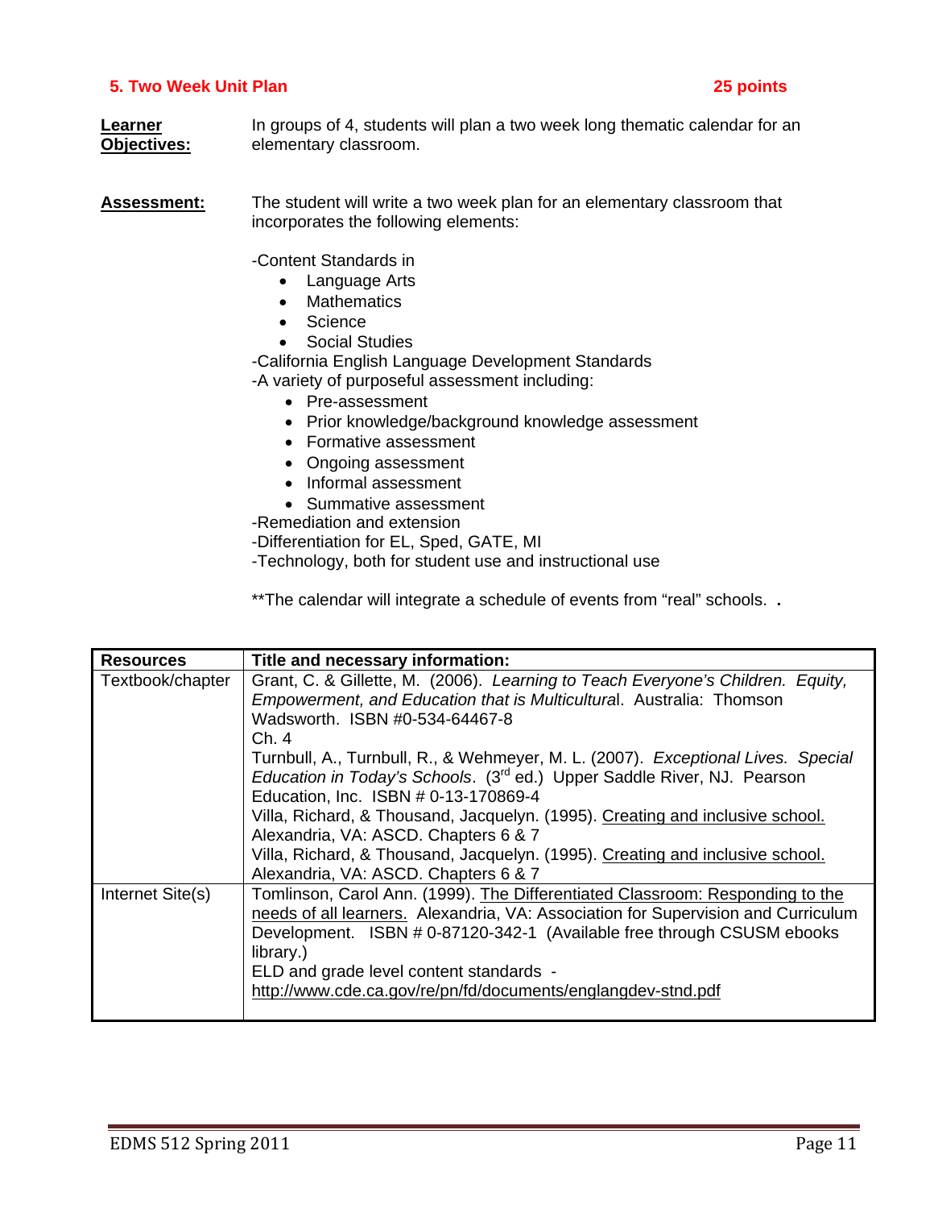## 5. Two Week Unit Plan — 25 points

**Learner Objectives:** In groups of 4, students will plan a two week long thematic calendar for an elementary classroom.

**Assessment:** The student will write a two week plan for an elementary classroom that incorporates the following elements:

-Content Standards in

- Language Arts
- Mathematics
- Science
- Social Studies

-California English Language Development Standards

-A variety of purposeful assessment including:

- Pre-assessment
- Prior knowledge/background knowledge assessment
- Formative assessment
- Ongoing assessment
- Informal assessment
- Summative assessment

-Remediation and extension

-Differentiation for EL, Sped, GATE, MI

-Technology, both for student use and instructional use

**The calendar will integrate a schedule of events from "real" schools. .

| Resources | Title and necessary information: |
|---|---|
| Textbook/chapter | Grant, C. & Gillette, M. (2006). *Learning to Teach Everyone's Children. Equity, Empowerment, and Education that is Multicultural*. Australia: Thomson Wadsworth. ISBN #0-534-64467-8<br>Ch. 4<br>Turnbull, A., Turnbull, R., & Wehmeyer, M. L. (2007). *Exceptional Lives. Special Education in Today's Schools*. (3rd ed.) Upper Saddle River, NJ. Pearson Education, Inc. ISBN # 0-13-170869-4<br>Villa, Richard, & Thousand, Jacquelyn. (1995). Creating and inclusive school. Alexandria, VA: ASCD. Chapters 6 & 7<br>Villa, Richard, & Thousand, Jacquelyn. (1995). Creating and inclusive school. Alexandria, VA: ASCD. Chapters 6 & 7 |
| Internet Site(s) | Tomlinson, Carol Ann. (1999). The Differentiated Classroom: Responding to the needs of all learners. Alexandria, VA: Association for Supervision and Curriculum Development. ISBN # 0-87120-342-1 (Available free through CSUSM ebooks library.)<br>ELD and grade level content standards - http://www.cde.ca.gov/re/pn/fd/documents/englangdev-stnd.pdf |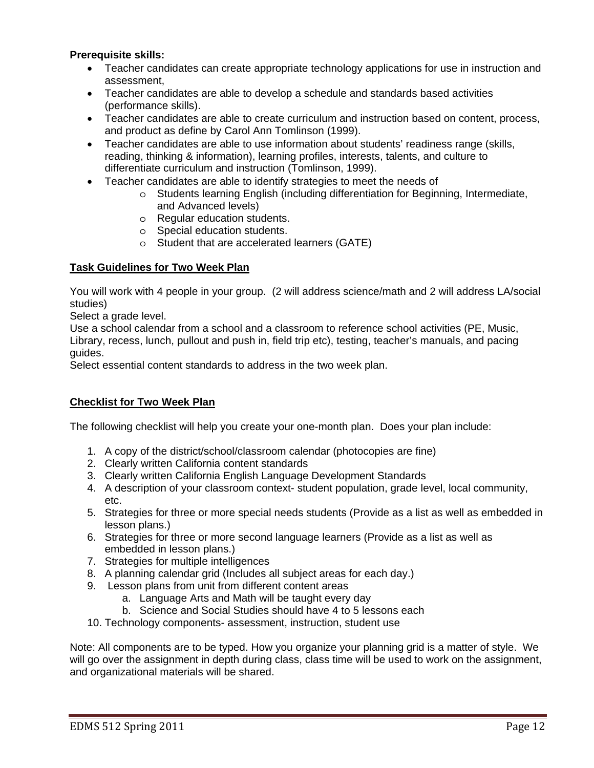**Prerequisite skills:**

- Teacher candidates can create appropriate technology applications for use in instruction and assessment,
- Teacher candidates are able to develop a schedule and standards based activities (performance skills).
- Teacher candidates are able to create curriculum and instruction based on content, process, and product as define by Carol Ann Tomlinson (1999).
- Teacher candidates are able to use information about students' readiness range (skills, reading, thinking & information), learning profiles, interests, talents, and culture to differentiate curriculum and instruction (Tomlinson, 1999).
- Teacher candidates are able to identify strategies to meet the needs of
    - Students learning English (including differentiation for Beginning, Intermediate, and Advanced levels)
    - Regular education students.
    - Special education students.
    - Student that are accelerated learners (GATE)

## Task Guidelines for Two Week Plan

You will work with 4 people in your group. (2 will address science/math and 2 will address LA/social studies)

Select a grade level.

Use a school calendar from a school and a classroom to reference school activities (PE, Music, Library, recess, lunch, pullout and push in, field trip etc), testing, teacher's manuals, and pacing guides.

Select essential content standards to address in the two week plan.

## Checklist for Two Week Plan

The following checklist will help you create your one-month plan. Does your plan include:

1. A copy of the district/school/classroom calendar (photocopies are fine)
2. Clearly written California content standards
3. Clearly written California English Language Development Standards
4. A description of your classroom context- student population, grade level, local community, etc.
5. Strategies for three or more special needs students (Provide as a list as well as embedded in lesson plans.)
6. Strategies for three or more second language learners (Provide as a list as well as embedded in lesson plans.)
7. Strategies for multiple intelligences
8. A planning calendar grid (Includes all subject areas for each day.)
9. Lesson plans from unit from different content areas
    a. Language Arts and Math will be taught every day
    b. Science and Social Studies should have 4 to 5 lessons each
10. Technology components- assessment, instruction, student use

Note: All components are to be typed. How you organize your planning grid is a matter of style. We will go over the assignment in depth during class, class time will be used to work on the assignment, and organizational materials will be shared.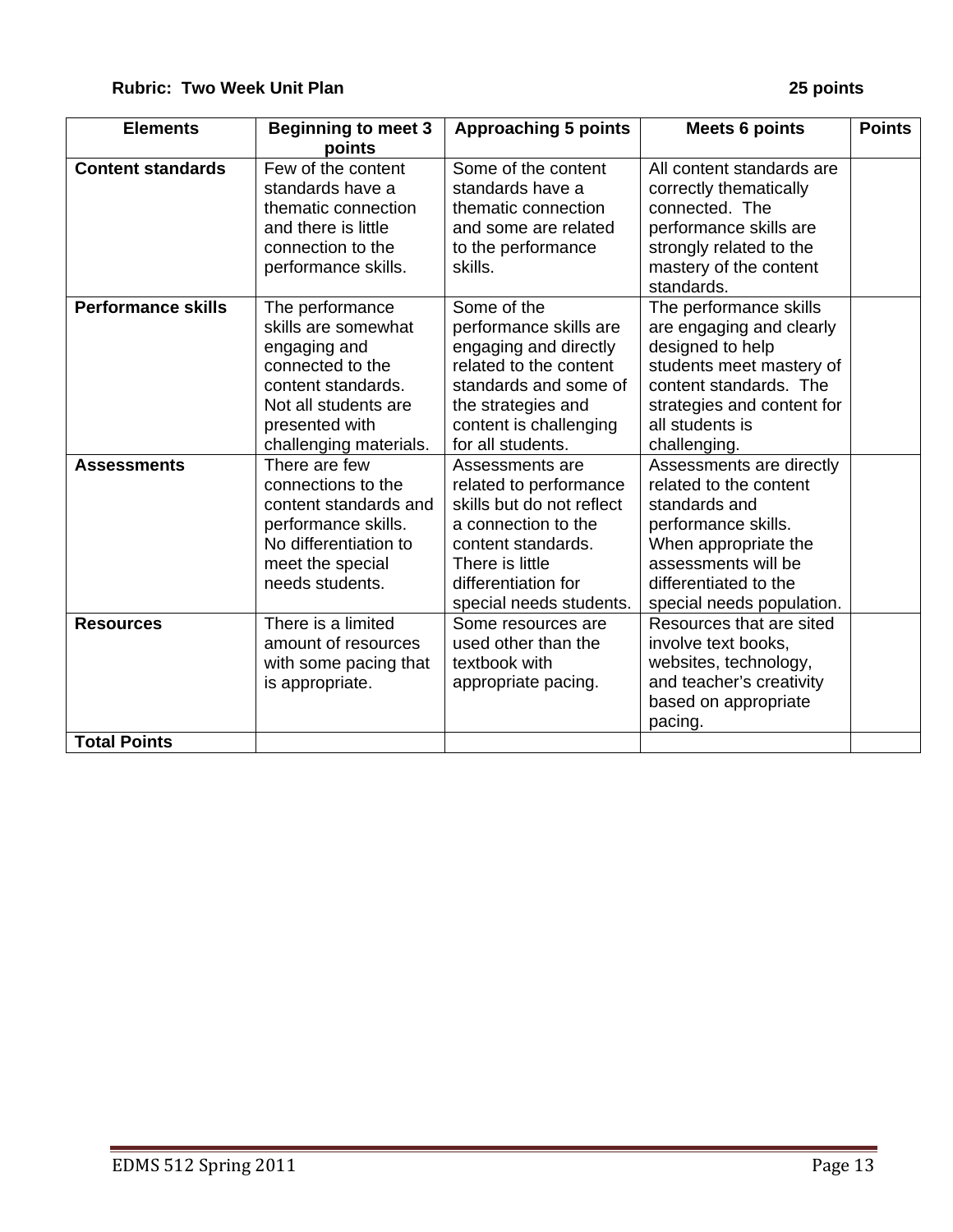**Rubric: Two Week Unit Plan** **25 points**

| Elements | Beginning to meet 3 points | Approaching 5 points | Meets 6 points | Points |
|---|---|---|---|---|
| **Content standards** | Few of the content standards have a thematic connection and there is little connection to the performance skills. | Some of the content standards have a thematic connection and some are related to the performance skills. | All content standards are correctly thematically connected. The performance skills are strongly related to the mastery of the content standards. | |
| **Performance skills** | The performance skills are somewhat engaging and connected to the content standards. Not all students are presented with challenging materials. | Some of the performance skills are engaging and directly related to the content standards and some of the strategies and content is challenging for all students. | The performance skills are engaging and clearly designed to help students meet mastery of content standards. The strategies and content for all students is challenging. | |
| **Assessments** | There are few connections to the content standards and performance skills. No differentiation to meet the special needs students. | Assessments are related to performance skills but do not reflect a connection to the content standards. There is little differentiation for special needs students. | Assessments are directly related to the content standards and performance skills. When appropriate the assessments will be differentiated to the special needs population. | |
| **Resources** | There is a limited amount of resources with some pacing that is appropriate. | Some resources are used other than the textbook with appropriate pacing. | Resources that are sited involve text books, websites, technology, and teacher's creativity based on appropriate pacing. | |
| **Total Points** | | | | |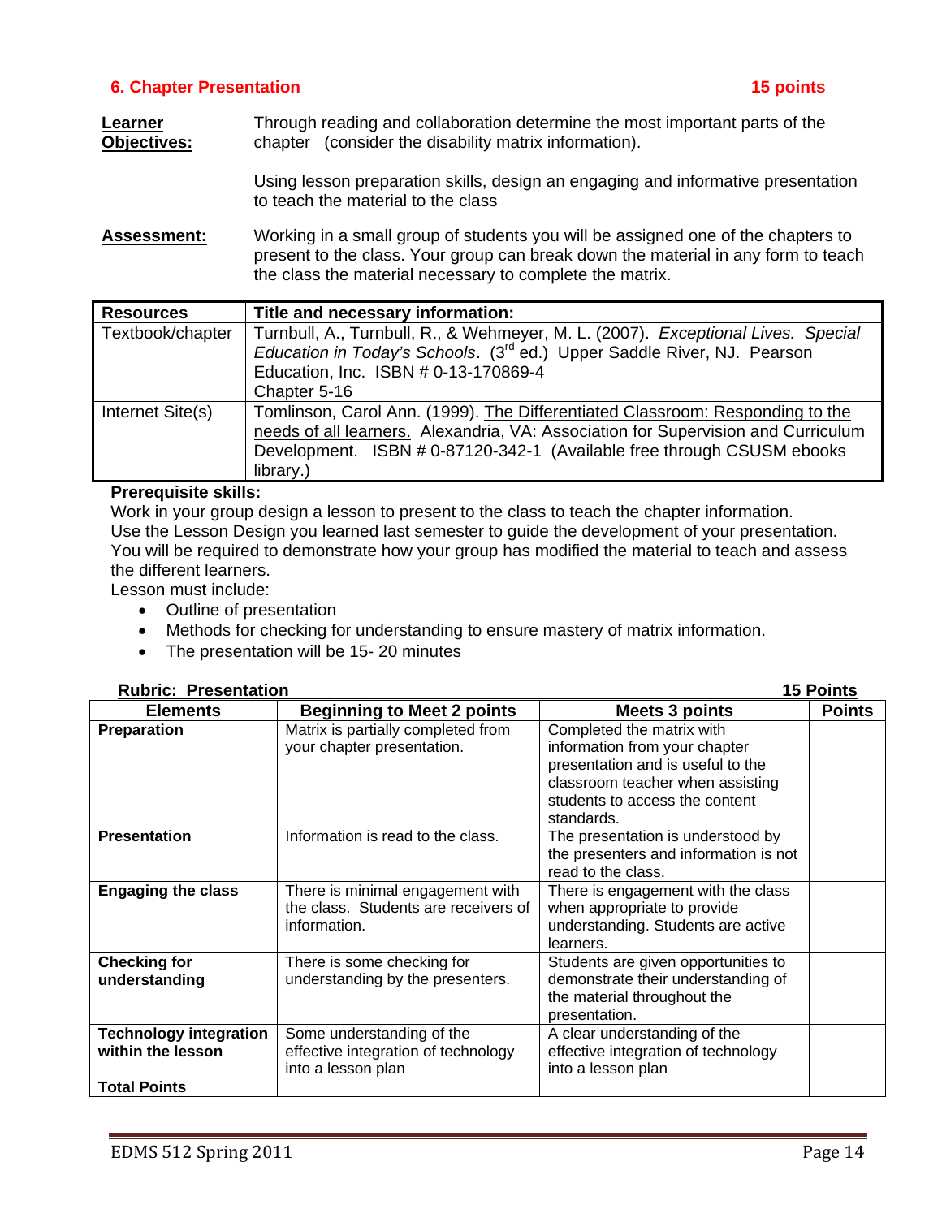## 6. Chapter Presentation — 15 points

**Learner Objectives:** Through reading and collaboration determine the most important parts of the chapter (consider the disability matrix information).

Using lesson preparation skills, design an engaging and informative presentation to teach the material to the class

**Assessment:** Working in a small group of students you will be assigned one of the chapters to present to the class. Your group can break down the material in any form to teach the class the material necessary to complete the matrix.

| Resources | Title and necessary information: |
|---|---|
| Textbook/chapter | Turnbull, A., Turnbull, R., & Wehmeyer, M. L. (2007). *Exceptional Lives. Special Education in Today's Schools*. (3rd ed.) Upper Saddle River, NJ. Pearson Education, Inc. ISBN # 0-13-170869-4<br>Chapter 5-16 |
| Internet Site(s) | Tomlinson, Carol Ann. (1999). The Differentiated Classroom: Responding to the needs of all learners. Alexandria, VA: Association for Supervision and Curriculum Development. ISBN # 0-87120-342-1 (Available free through CSUSM ebooks library.) |

**Prerequisite skills:**

Work in your group design a lesson to present to the class to teach the chapter information.
Use the Lesson Design you learned last semester to guide the development of your presentation.
You will be required to demonstrate how your group has modified the material to teach and assess the different learners.
Lesson must include:

- Outline of presentation
- Methods for checking for understanding to ensure mastery of matrix information.
- The presentation will be 15- 20 minutes

**Rubric: Presentation — 15 Points**

| Elements | Beginning to Meet 2 points | Meets 3 points | Points |
|---|---|---|---|
| **Preparation** | Matrix is partially completed from your chapter presentation. | Completed the matrix with information from your chapter presentation and is useful to the classroom teacher when assisting students to access the content standards. | |
| **Presentation** | Information is read to the class. | The presentation is understood by the presenters and information is not read to the class. | |
| **Engaging the class** | There is minimal engagement with the class. Students are receivers of information. | There is engagement with the class when appropriate to provide understanding. Students are active learners. | |
| **Checking for understanding** | There is some checking for understanding by the presenters. | Students are given opportunities to demonstrate their understanding of the material throughout the presentation. | |
| **Technology integration within the lesson** | Some understanding of the effective integration of technology into a lesson plan | A clear understanding of the effective integration of technology into a lesson plan | |
| **Total Points** | | | |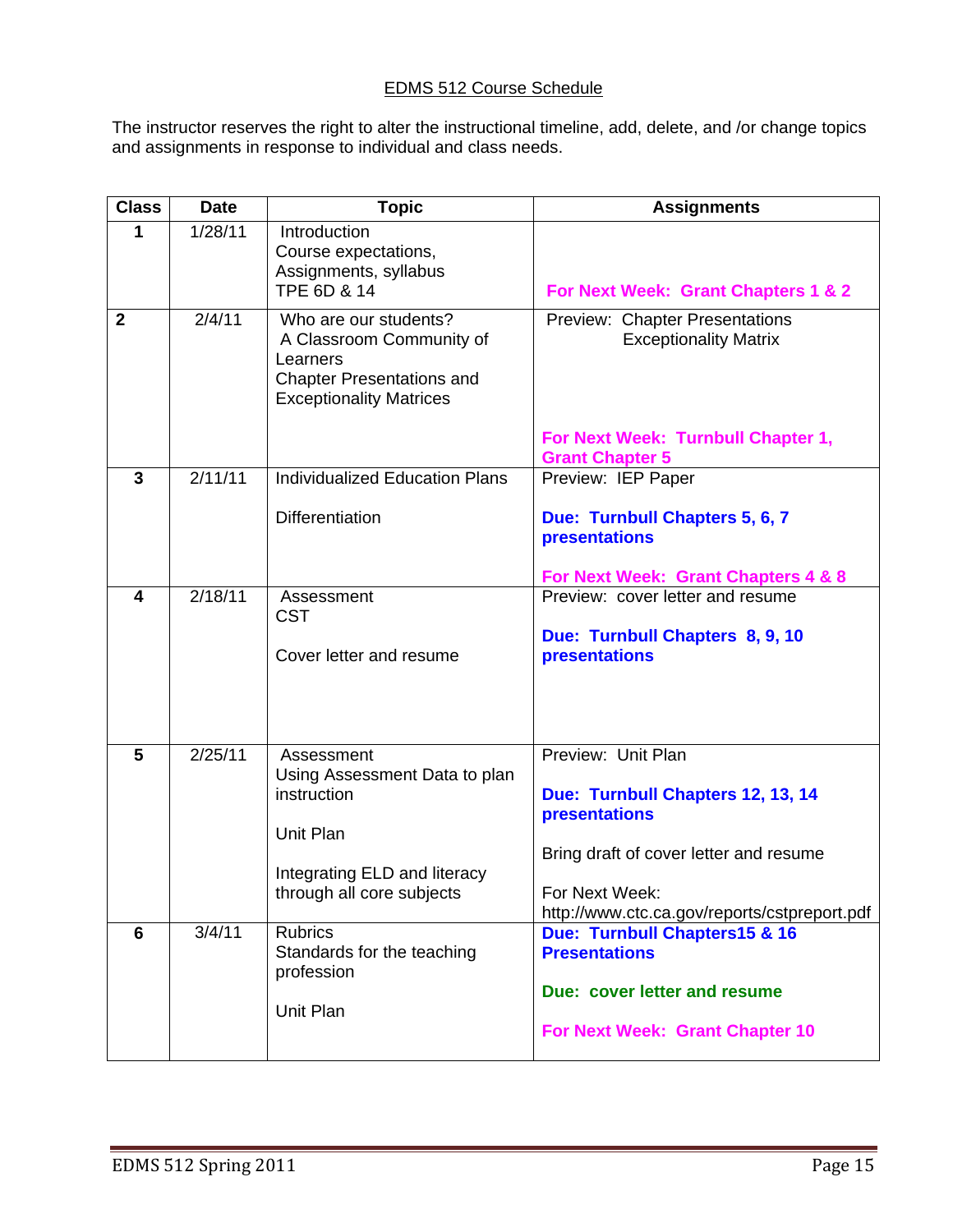EDMS 512 Course Schedule

The instructor reserves the right to alter the instructional timeline, add, delete, and /or change topics and assignments in response to individual and class needs.

| Class | Date | Topic | Assignments |
|---|---|---|---|
| 1 | 1/28/11 | Introduction<br>Course expectations, Assignments, syllabus<br>TPE 6D & 14 | **For Next Week: Grant Chapters 1 & 2** |
| 2 | 2/4/11 | Who are our students?<br>A Classroom Community of Learners<br>Chapter Presentations and Exceptionality Matrices | Preview: Chapter Presentations<br>Exceptionality Matrix<br><br>**For Next Week: Turnbull Chapter 1, Grant Chapter 5** |
| 3 | 2/11/11 | Individualized Education Plans<br><br>Differentiation | Preview: IEP Paper<br><br>**Due: Turnbull Chapters 5, 6, 7 presentations**<br><br>**For Next Week: Grant Chapters 4 & 8** |
| 4 | 2/18/11 | Assessment<br>CST<br><br>Cover letter and resume | Preview: cover letter and resume<br><br>**Due: Turnbull Chapters 8, 9, 10 presentations** |
| 5 | 2/25/11 | Assessment<br>Using Assessment Data to plan instruction<br><br>Unit Plan<br><br>Integrating ELD and literacy through all core subjects | Preview: Unit Plan<br><br>**Due: Turnbull Chapters 12, 13, 14 presentations**<br><br>Bring draft of cover letter and resume<br><br>For Next Week: http://www.ctc.ca.gov/reports/cstpreport.pdf |
| 6 | 3/4/11 | Rubrics<br>Standards for the teaching profession<br><br>Unit Plan | **Due: Turnbull Chapters15 & 16 Presentations**<br><br>**Due: cover letter and resume**<br><br>**For Next Week: Grant Chapter 10** |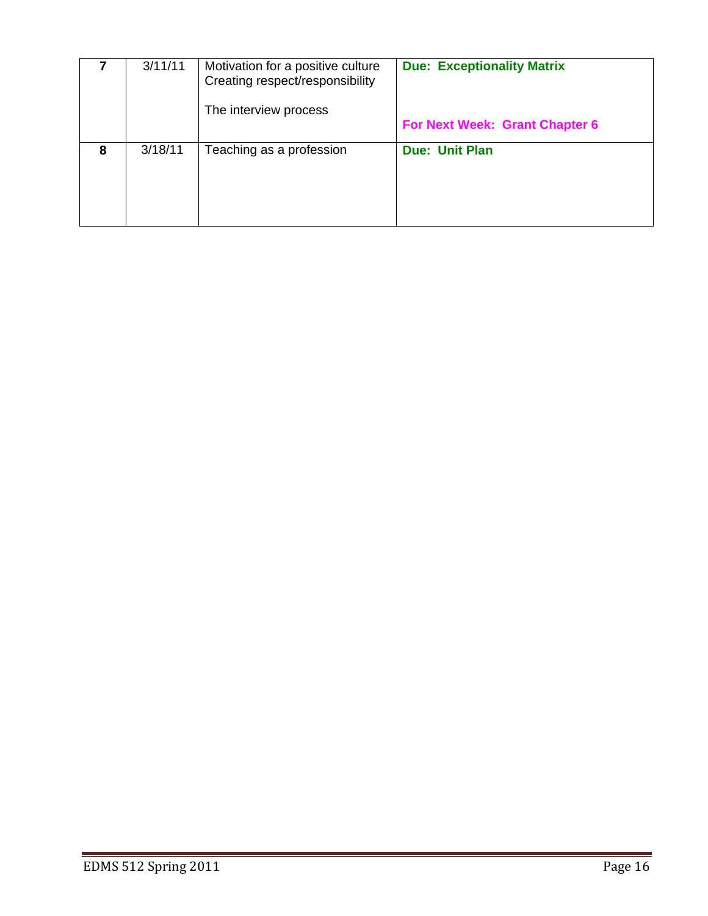| | | | |
|---|---|---|---|
| **7** | 3/11/11 | Motivation for a positive culture<br>Creating respect/responsibility<br><br>The interview process | **Due: Exceptionality Matrix**<br><br>**For Next Week: Grant Chapter 6** |
| **8** | 3/18/11 | Teaching as a profession | **Due: Unit Plan** |